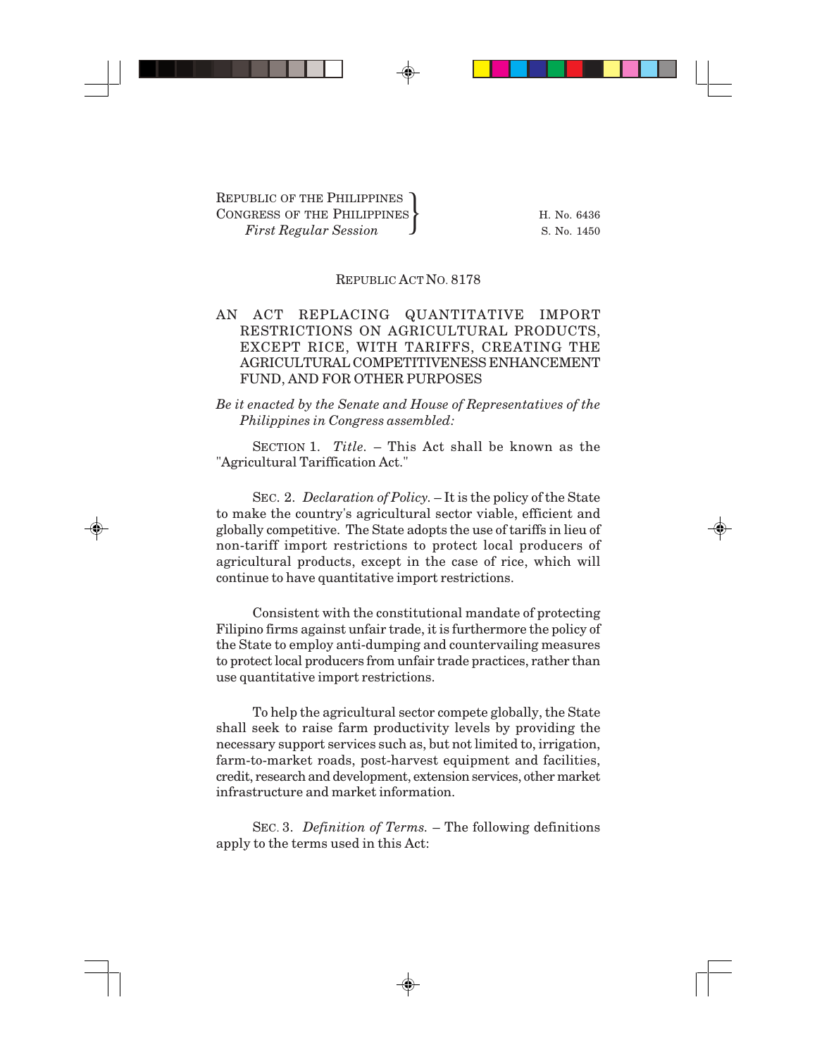REPUBLIC OF THE PHILIPPINES
CONGRESS OF THE PHILIPPINES
*First Regular Session*

H. No. 6436
S. No. 1450

REPUBLIC ACT NO. 8178

# AN ACT REPLACING QUANTITATIVE IMPORT RESTRICTIONS ON AGRICULTURAL PRODUCTS, EXCEPT RICE, WITH TARIFFS, CREATING THE AGRICULTURAL COMPETITIVENESS ENHANCEMENT FUND, AND FOR OTHER PURPOSES

*Be it enacted by the Senate and House of Representatives of the Philippines in Congress assembled:*

SECTION 1. *Title.* – This Act shall be known as the "Agricultural Tariffication Act."

SEC. 2. *Declaration of Policy.* – It is the policy of the State to make the country's agricultural sector viable, efficient and globally competitive. The State adopts the use of tariffs in lieu of non-tariff import restrictions to protect local producers of agricultural products, except in the case of rice, which will continue to have quantitative import restrictions.

Consistent with the constitutional mandate of protecting Filipino firms against unfair trade, it is furthermore the policy of the State to employ anti-dumping and countervailing measures to protect local producers from unfair trade practices, rather than use quantitative import restrictions.

To help the agricultural sector compete globally, the State shall seek to raise farm productivity levels by providing the necessary support services such as, but not limited to, irrigation, farm-to-market roads, post-harvest equipment and facilities, credit, research and development, extension services, other market infrastructure and market information.

SEC. 3. *Definition of Terms.* – The following definitions apply to the terms used in this Act: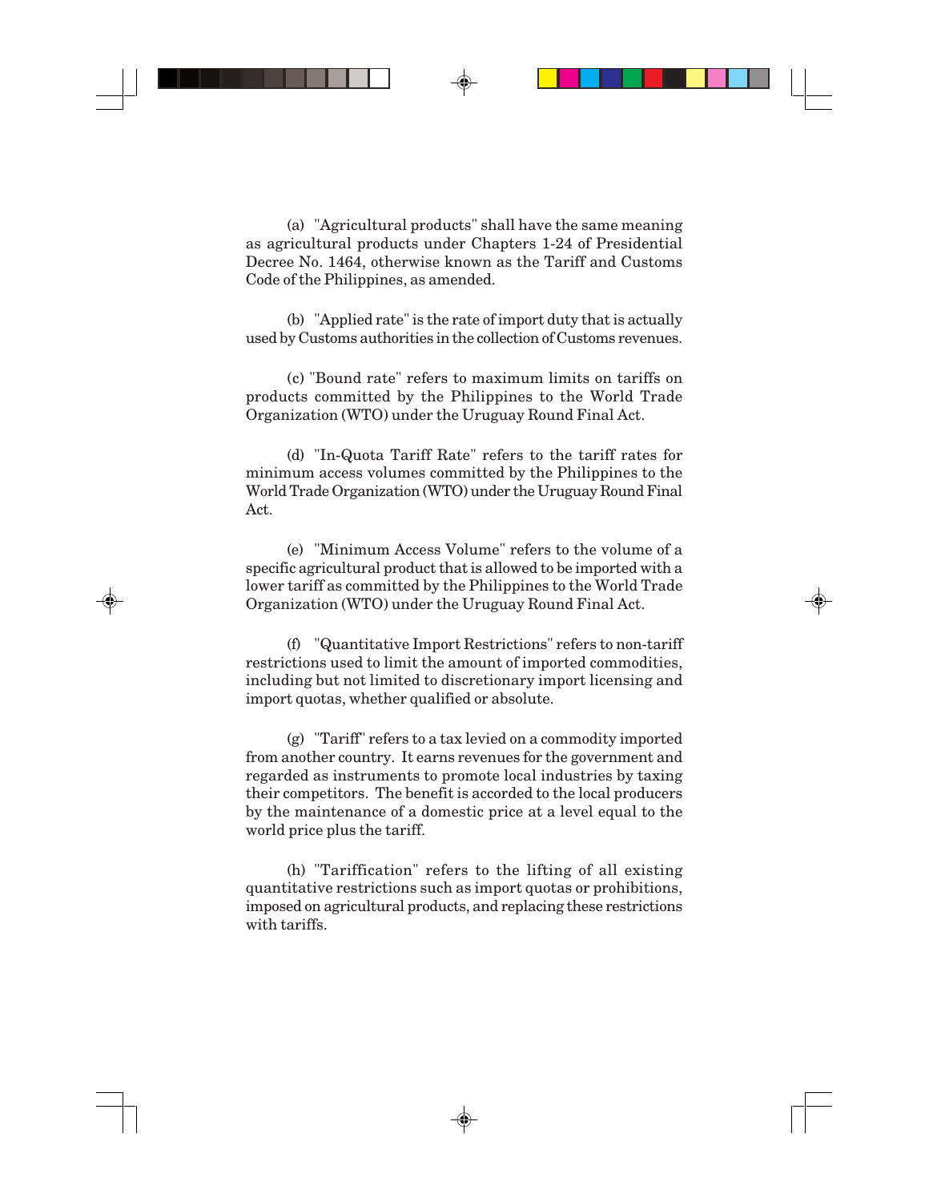(a) "Agricultural products" shall have the same meaning as agricultural products under Chapters 1-24 of Presidential Decree No. 1464, otherwise known as the Tariff and Customs Code of the Philippines, as amended.

(b) "Applied rate" is the rate of import duty that is actually used by Customs authorities in the collection of Customs revenues.

(c) "Bound rate" refers to maximum limits on tariffs on products committed by the Philippines to the World Trade Organization (WTO) under the Uruguay Round Final Act.

(d) "In-Quota Tariff Rate" refers to the tariff rates for minimum access volumes committed by the Philippines to the World Trade Organization (WTO) under the Uruguay Round Final Act.

(e) "Minimum Access Volume" refers to the volume of a specific agricultural product that is allowed to be imported with a lower tariff as committed by the Philippines to the World Trade Organization (WTO) under the Uruguay Round Final Act.

(f) "Quantitative Import Restrictions" refers to non-tariff restrictions used to limit the amount of imported commodities, including but not limited to discretionary import licensing and import quotas, whether qualified or absolute.

(g) "Tariff" refers to a tax levied on a commodity imported from another country. It earns revenues for the government and regarded as instruments to promote local industries by taxing their competitors. The benefit is accorded to the local producers by the maintenance of a domestic price at a level equal to the world price plus the tariff.

(h) "Tariffication" refers to the lifting of all existing quantitative restrictions such as import quotas or prohibitions, imposed on agricultural products, and replacing these restrictions with tariffs.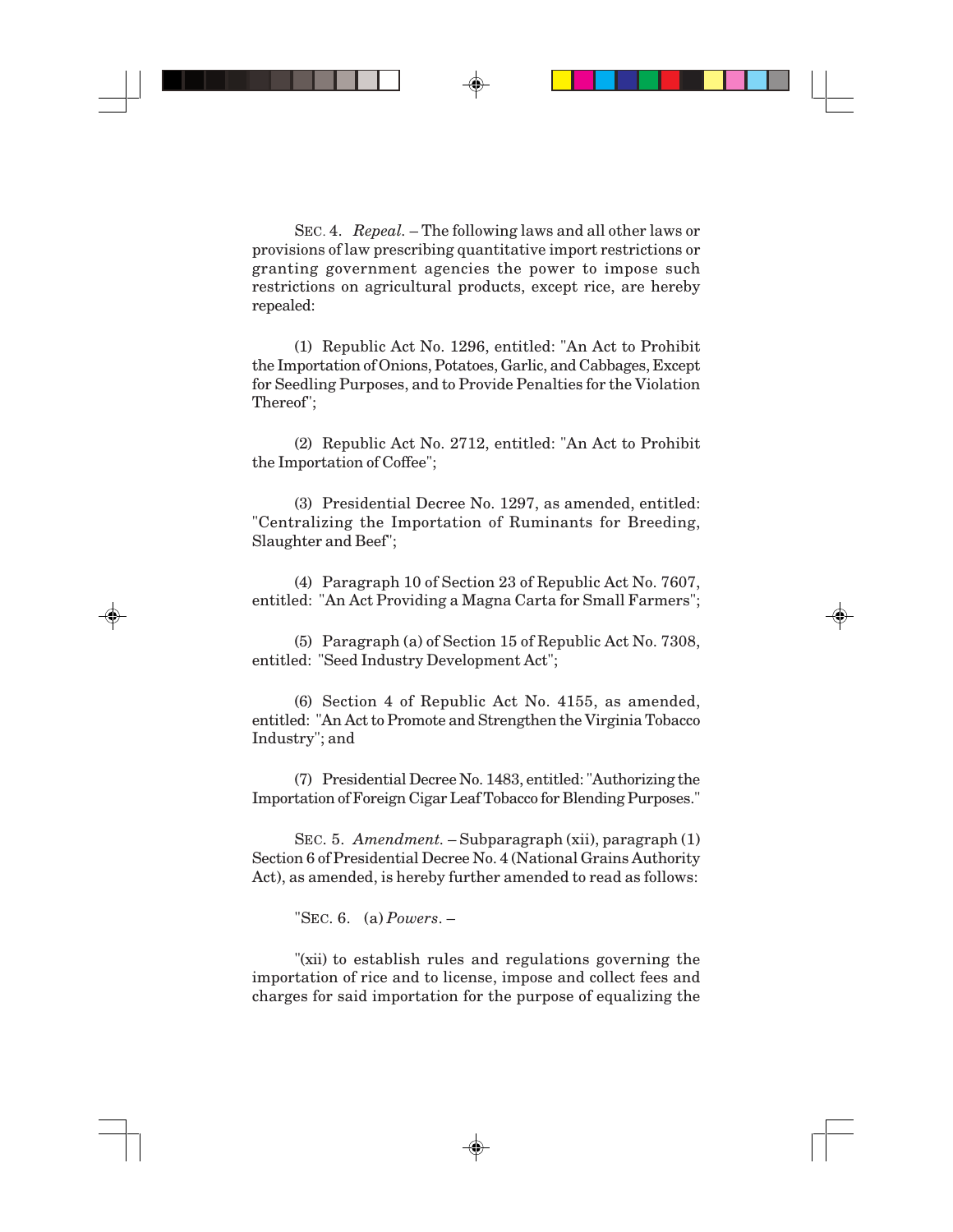SEC. 4. *Repeal.* – The following laws and all other laws or provisions of law prescribing quantitative import restrictions or granting government agencies the power to impose such restrictions on agricultural products, except rice, are hereby repealed:

(1) Republic Act No. 1296, entitled: "An Act to Prohibit the Importation of Onions, Potatoes, Garlic, and Cabbages, Except for Seedling Purposes, and to Provide Penalties for the Violation Thereof";

(2) Republic Act No. 2712, entitled: "An Act to Prohibit the Importation of Coffee";

(3) Presidential Decree No. 1297, as amended, entitled: "Centralizing the Importation of Ruminants for Breeding, Slaughter and Beef";

(4) Paragraph 10 of Section 23 of Republic Act No. 7607, entitled: "An Act Providing a Magna Carta for Small Farmers";

(5) Paragraph (a) of Section 15 of Republic Act No. 7308, entitled: "Seed Industry Development Act";

(6) Section 4 of Republic Act No. 4155, as amended, entitled: "An Act to Promote and Strengthen the Virginia Tobacco Industry"; and

(7) Presidential Decree No. 1483, entitled: "Authorizing the Importation of Foreign Cigar Leaf Tobacco for Blending Purposes."

SEC. 5. *Amendment.* – Subparagraph (xii), paragraph (1) Section 6 of Presidential Decree No. 4 (National Grains Authority Act), as amended, is hereby further amended to read as follows:

"SEC. 6. (a) *Powers*. –

"(xii) to establish rules and regulations governing the importation of rice and to license, impose and collect fees and charges for said importation for the purpose of equalizing the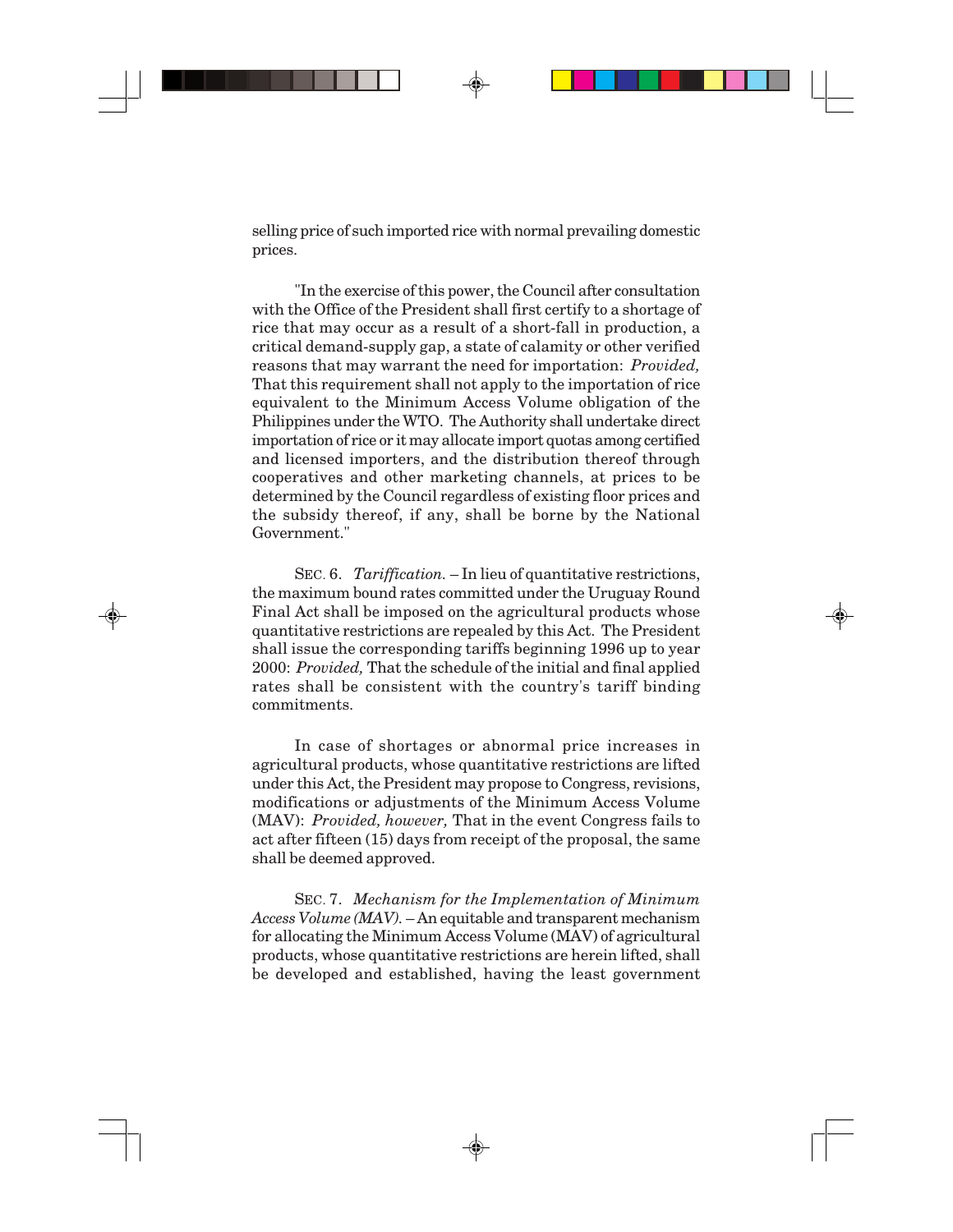selling price of such imported rice with normal prevailing domestic prices.

"In the exercise of this power, the Council after consultation with the Office of the President shall first certify to a shortage of rice that may occur as a result of a short-fall in production, a critical demand-supply gap, a state of calamity or other verified reasons that may warrant the need for importation: *Provided,* That this requirement shall not apply to the importation of rice equivalent to the Minimum Access Volume obligation of the Philippines under the WTO. The Authority shall undertake direct importation of rice or it may allocate import quotas among certified and licensed importers, and the distribution thereof through cooperatives and other marketing channels, at prices to be determined by the Council regardless of existing floor prices and the subsidy thereof, if any, shall be borne by the National Government."

SEC. 6. *Tariffication.* – In lieu of quantitative restrictions, the maximum bound rates committed under the Uruguay Round Final Act shall be imposed on the agricultural products whose quantitative restrictions are repealed by this Act. The President shall issue the corresponding tariffs beginning 1996 up to year 2000: *Provided,* That the schedule of the initial and final applied rates shall be consistent with the country's tariff binding commitments.

In case of shortages or abnormal price increases in agricultural products, whose quantitative restrictions are lifted under this Act, the President may propose to Congress, revisions, modifications or adjustments of the Minimum Access Volume (MAV): *Provided, however,* That in the event Congress fails to act after fifteen (15) days from receipt of the proposal, the same shall be deemed approved.

SEC. 7. *Mechanism for the Implementation of Minimum Access Volume (MAV).* – An equitable and transparent mechanism for allocating the Minimum Access Volume (MAV) of agricultural products, whose quantitative restrictions are herein lifted, shall be developed and established, having the least government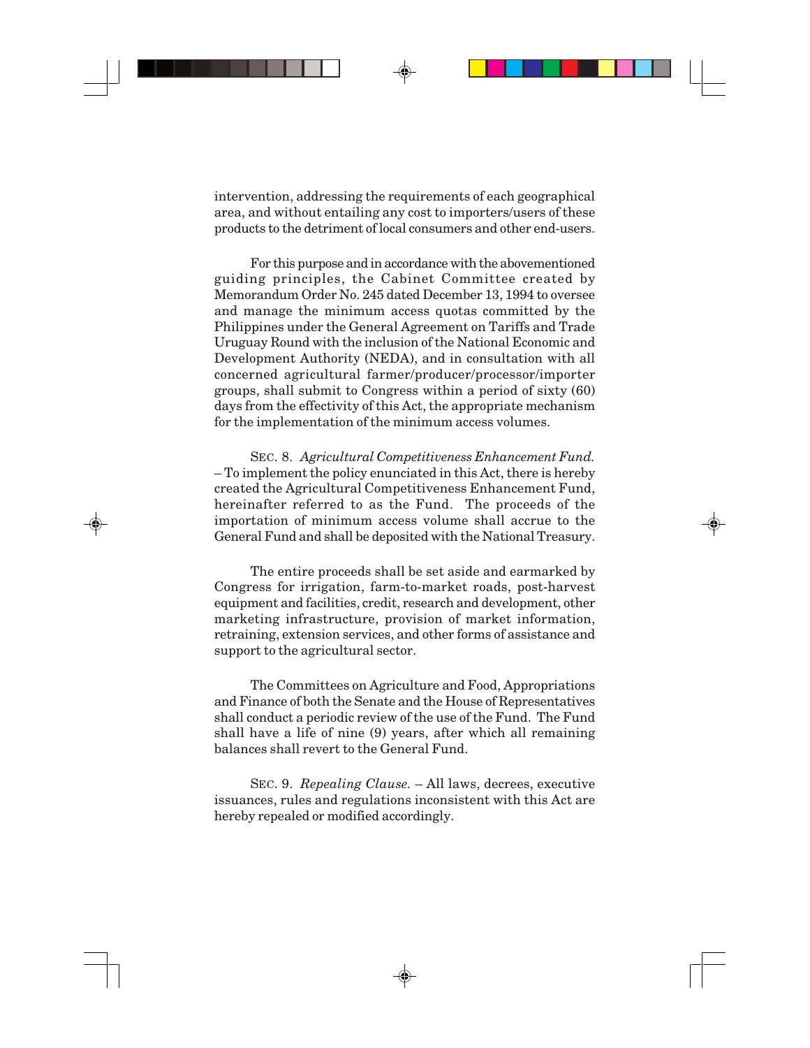intervention, addressing the requirements of each geographical area, and without entailing any cost to importers/users of these products to the detriment of local consumers and other end-users.

For this purpose and in accordance with the abovementioned guiding principles, the Cabinet Committee created by Memorandum Order No. 245 dated December 13, 1994 to oversee and manage the minimum access quotas committed by the Philippines under the General Agreement on Tariffs and Trade Uruguay Round with the inclusion of the National Economic and Development Authority (NEDA), and in consultation with all concerned agricultural farmer/producer/processor/importer groups, shall submit to Congress within a period of sixty (60) days from the effectivity of this Act, the appropriate mechanism for the implementation of the minimum access volumes.

SEC. 8. *Agricultural Competitiveness Enhancement Fund.* – To implement the policy enunciated in this Act, there is hereby created the Agricultural Competitiveness Enhancement Fund, hereinafter referred to as the Fund. The proceeds of the importation of minimum access volume shall accrue to the General Fund and shall be deposited with the National Treasury.

The entire proceeds shall be set aside and earmarked by Congress for irrigation, farm-to-market roads, post-harvest equipment and facilities, credit, research and development, other marketing infrastructure, provision of market information, retraining, extension services, and other forms of assistance and support to the agricultural sector.

The Committees on Agriculture and Food, Appropriations and Finance of both the Senate and the House of Representatives shall conduct a periodic review of the use of the Fund. The Fund shall have a life of nine (9) years, after which all remaining balances shall revert to the General Fund.

SEC. 9. *Repealing Clause.* – All laws, decrees, executive issuances, rules and regulations inconsistent with this Act are hereby repealed or modified accordingly.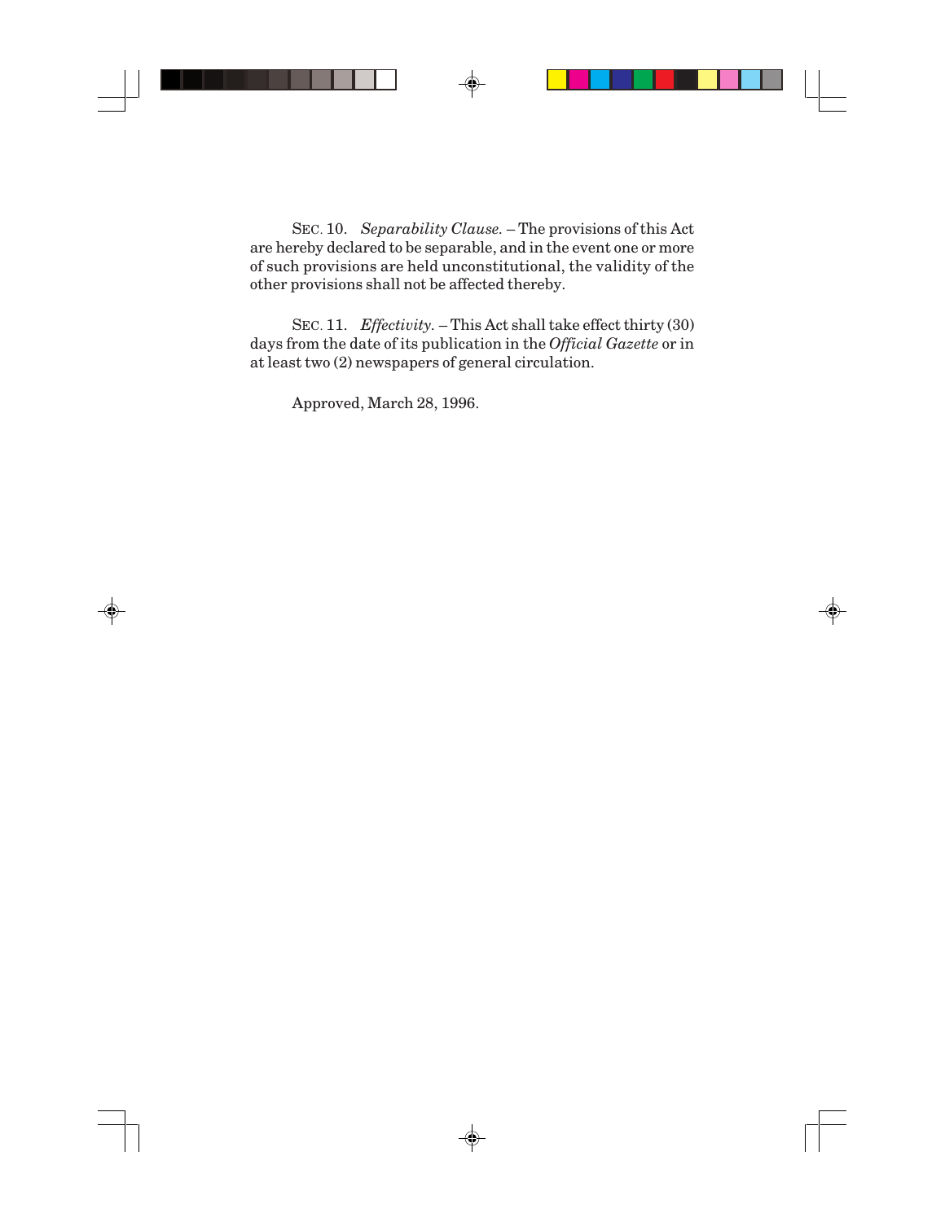SEC. 10. *Separability Clause.* – The provisions of this Act are hereby declared to be separable, and in the event one or more of such provisions are held unconstitutional, the validity of the other provisions shall not be affected thereby.

SEC. 11. *Effectivity.* – This Act shall take effect thirty (30) days from the date of its publication in the *Official Gazette* or in at least two (2) newspapers of general circulation.

Approved, March 28, 1996.